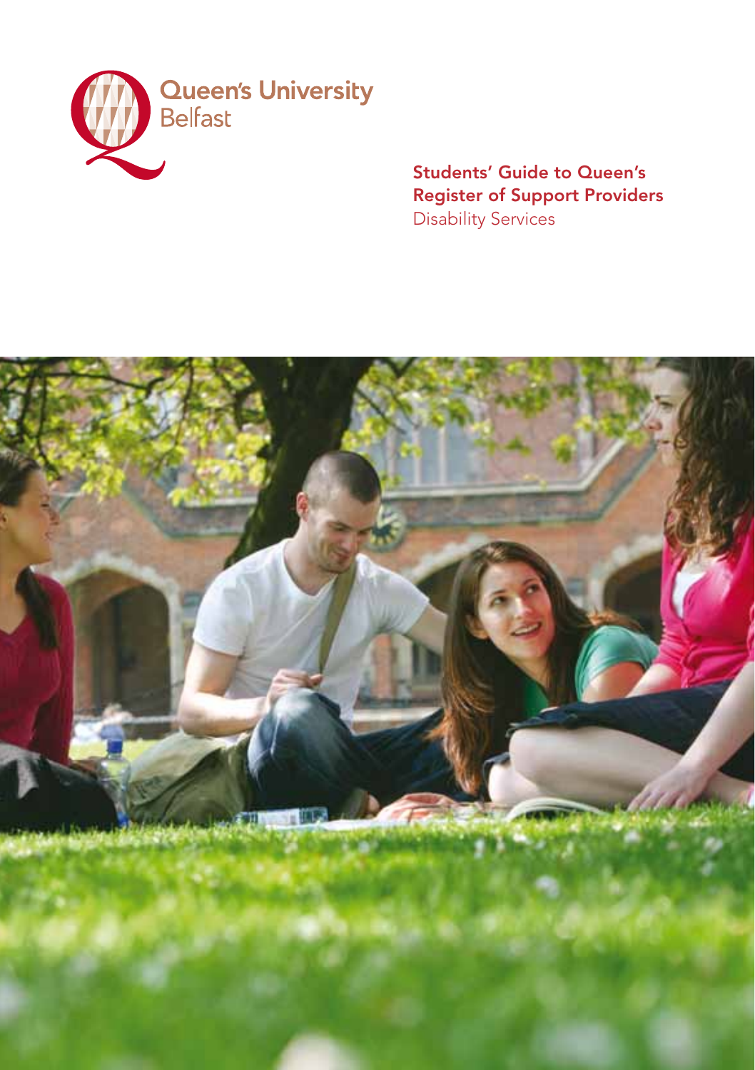Queen's University Belfast

# Students' Guide to Queen's Register of Support Providers

Disability Services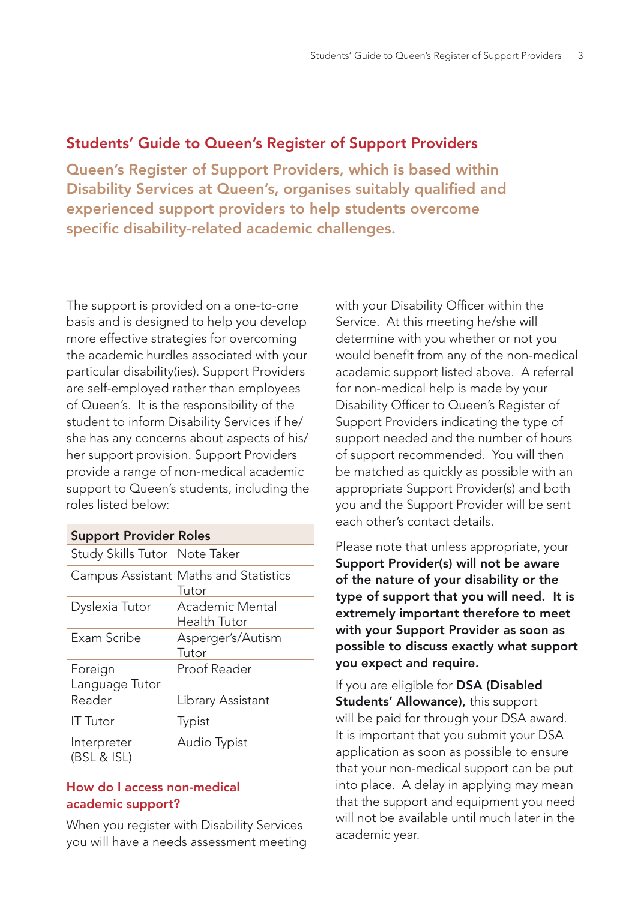## Students' Guide to Queen's Register of Support Providers

**Queen's Register of Support Providers, which is based within Disability Services at Queen's, organises suitably qualified and experienced support providers to help students overcome specific disability-related academic challenges.**

The support is provided on a one-to-one basis and is designed to help you develop more effective strategies for overcoming the academic hurdles associated with your particular disability(ies). Support Providers are self-employed rather than employees of Queen's. It is the responsibility of the student to inform Disability Services if he/she has any concerns about aspects of his/her support provision. Support Providers provide a range of non-medical academic support to Queen's students, including the roles listed below:

| Support Provider Roles | |
|---|---|
| Study Skills Tutor | Note Taker |
| Campus Assistant | Maths and Statistics Tutor |
| Dyslexia Tutor | Academic Mental Health Tutor |
| Exam Scribe | Asperger's/Autism Tutor |
| Foreign Language Tutor | Proof Reader |
| Reader | Library Assistant |
| IT Tutor | Typist |
| Interpreter (BSL & ISL) | Audio Typist |

### How do I access non-medical academic support?

When you register with Disability Services you will have a needs assessment meeting with your Disability Officer within the Service. At this meeting he/she will determine with you whether or not you would benefit from any of the non-medical academic support listed above. A referral for non-medical help is made by your Disability Officer to Queen's Register of Support Providers indicating the type of support needed and the number of hours of support recommended. You will then be matched as quickly as possible with an appropriate Support Provider(s) and both you and the Support Provider will be sent each other's contact details.

Please note that unless appropriate, your **Support Provider(s) will not be aware of the nature of your disability or the type of support that you will need. It is extremely important therefore to meet with your Support Provider as soon as possible to discuss exactly what support you expect and require.**

If you are eligible for **DSA (Disabled Students' Allowance),** this support will be paid for through your DSA award. It is important that you submit your DSA application as soon as possible to ensure that your non-medical support can be put into place. A delay in applying may mean that the support and equipment you need will not be available until much later in the academic year.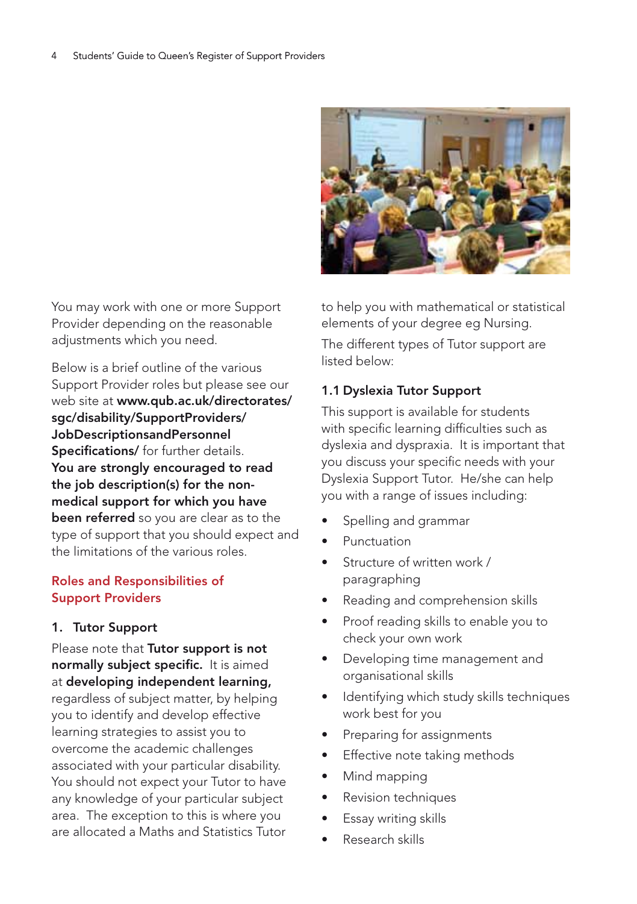You may work with one or more Support Provider depending on the reasonable adjustments which you need.

Below is a brief outline of the various Support Provider roles but please see our web site at **www.qub.ac.uk/directorates/sgc/disability/SupportProviders/JobDescriptionsandPersonnelSpecifications/** for further details. **You are strongly encouraged to read the job description(s) for the non-medical support for which you have been referred** so you are clear as to the type of support that you should expect and the limitations of the various roles.

## Roles and Responsibilities of Support Providers

### 1. Tutor Support

Please note that **Tutor support is not normally subject specific.** It is aimed at **developing independent learning,** regardless of subject matter, by helping you to identify and develop effective learning strategies to assist you to overcome the academic challenges associated with your particular disability. You should not expect your Tutor to have any knowledge of your particular subject area. The exception to this is where you are allocated a Maths and Statistics Tutor to help you with mathematical or statistical elements of your degree eg Nursing.

The different types of Tutor support are listed below:

#### 1.1 Dyslexia Tutor Support

This support is available for students with specific learning difficulties such as dyslexia and dyspraxia. It is important that you discuss your specific needs with your Dyslexia Support Tutor. He/she can help you with a range of issues including:

- Spelling and grammar
- Punctuation
- Structure of written work / paragraphing
- Reading and comprehension skills
- Proof reading skills to enable you to check your own work
- Developing time management and organisational skills
- Identifying which study skills techniques work best for you
- Preparing for assignments
- Effective note taking methods
- Mind mapping
- Revision techniques
- Essay writing skills
- Research skills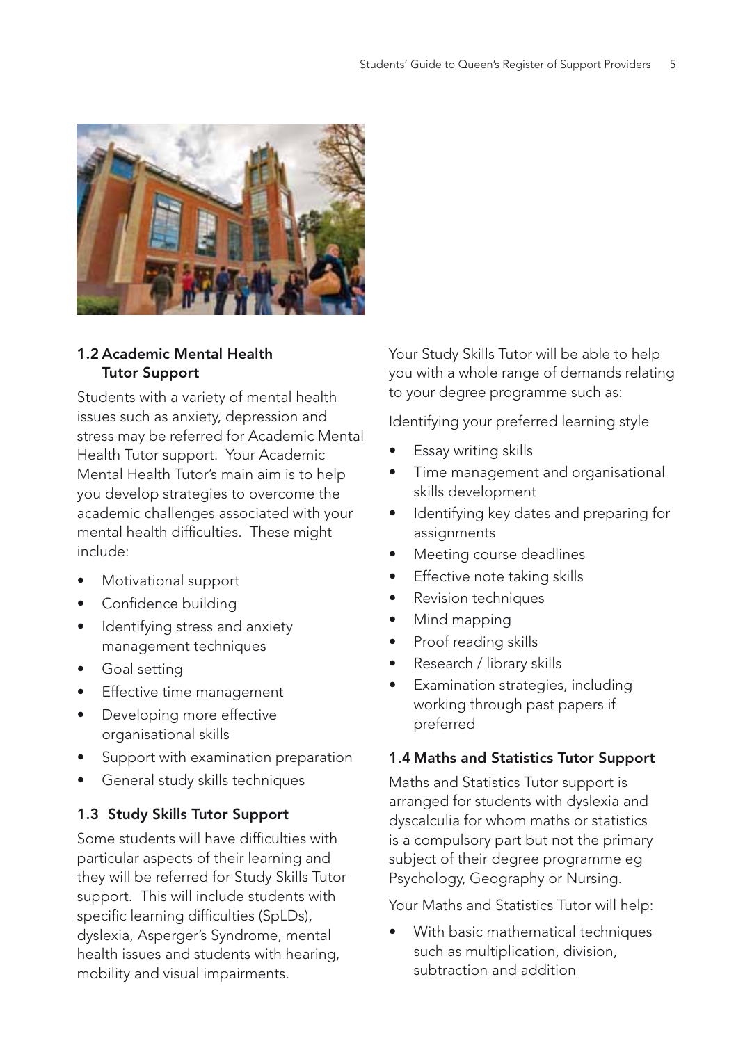### 1.2 Academic Mental Health Tutor Support

Students with a variety of mental health issues such as anxiety, depression and stress may be referred for Academic Mental Health Tutor support. Your Academic Mental Health Tutor's main aim is to help you develop strategies to overcome the academic challenges associated with your mental health difficulties. These might include:

- Motivational support
- Confidence building
- Identifying stress and anxiety management techniques
- Goal setting
- Effective time management
- Developing more effective organisational skills
- Support with examination preparation
- General study skills techniques

### 1.3 Study Skills Tutor Support

Some students will have difficulties with particular aspects of their learning and they will be referred for Study Skills Tutor support. This will include students with specific learning difficulties (SpLDs), dyslexia, Asperger's Syndrome, mental health issues and students with hearing, mobility and visual impairments.

Your Study Skills Tutor will be able to help you with a whole range of demands relating to your degree programme such as:

Identifying your preferred learning style

- Essay writing skills
- Time management and organisational skills development
- Identifying key dates and preparing for assignments
- Meeting course deadlines
- Effective note taking skills
- Revision techniques
- Mind mapping
- Proof reading skills
- Research / library skills
- Examination strategies, including working through past papers if preferred

### 1.4 Maths and Statistics Tutor Support

Maths and Statistics Tutor support is arranged for students with dyslexia and dyscalculia for whom maths or statistics is a compulsory part but not the primary subject of their degree programme eg Psychology, Geography or Nursing.

Your Maths and Statistics Tutor will help:

- With basic mathematical techniques such as multiplication, division, subtraction and addition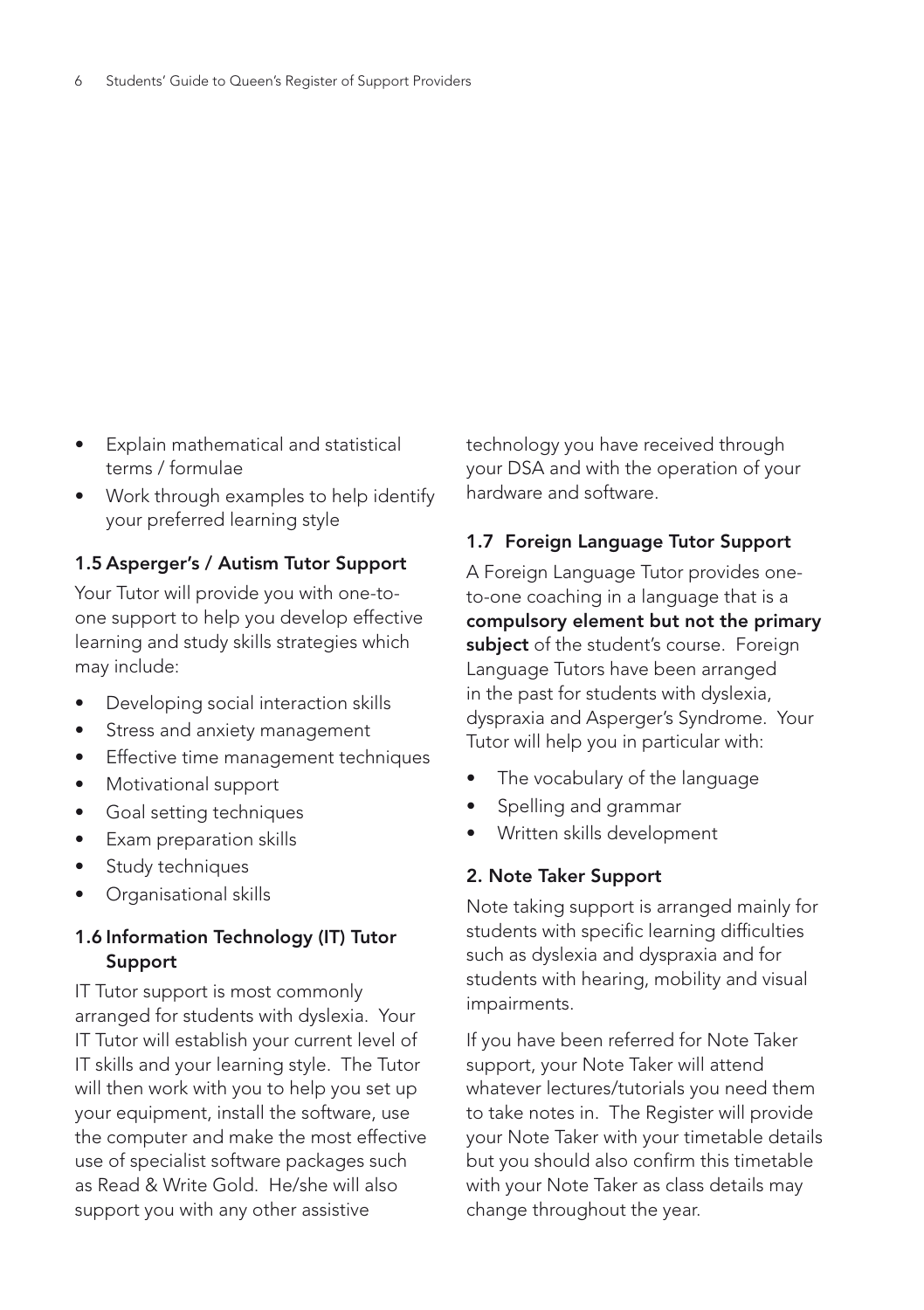- Explain mathematical and statistical terms / formulae
- Work through examples to help identify your preferred learning style

### 1.5 Asperger's / Autism Tutor Support

Your Tutor will provide you with one-to-one support to help you develop effective learning and study skills strategies which may include:

- Developing social interaction skills
- Stress and anxiety management
- Effective time management techniques
- Motivational support
- Goal setting techniques
- Exam preparation skills
- Study techniques
- Organisational skills

### 1.6 Information Technology (IT) Tutor Support

IT Tutor support is most commonly arranged for students with dyslexia. Your IT Tutor will establish your current level of IT skills and your learning style. The Tutor will then work with you to help you set up your equipment, install the software, use the computer and make the most effective use of specialist software packages such as Read & Write Gold. He/she will also support you with any other assistive technology you have received through your DSA and with the operation of your hardware and software.

### 1.7 Foreign Language Tutor Support

A Foreign Language Tutor provides one-to-one coaching in a language that is a **compulsory element but not the primary subject** of the student's course. Foreign Language Tutors have been arranged in the past for students with dyslexia, dyspraxia and Asperger's Syndrome. Your Tutor will help you in particular with:

- The vocabulary of the language
- Spelling and grammar
- Written skills development

## 2. Note Taker Support

Note taking support is arranged mainly for students with specific learning difficulties such as dyslexia and dyspraxia and for students with hearing, mobility and visual impairments.

If you have been referred for Note Taker support, your Note Taker will attend whatever lectures/tutorials you need them to take notes in. The Register will provide your Note Taker with your timetable details but you should also confirm this timetable with your Note Taker as class details may change throughout the year.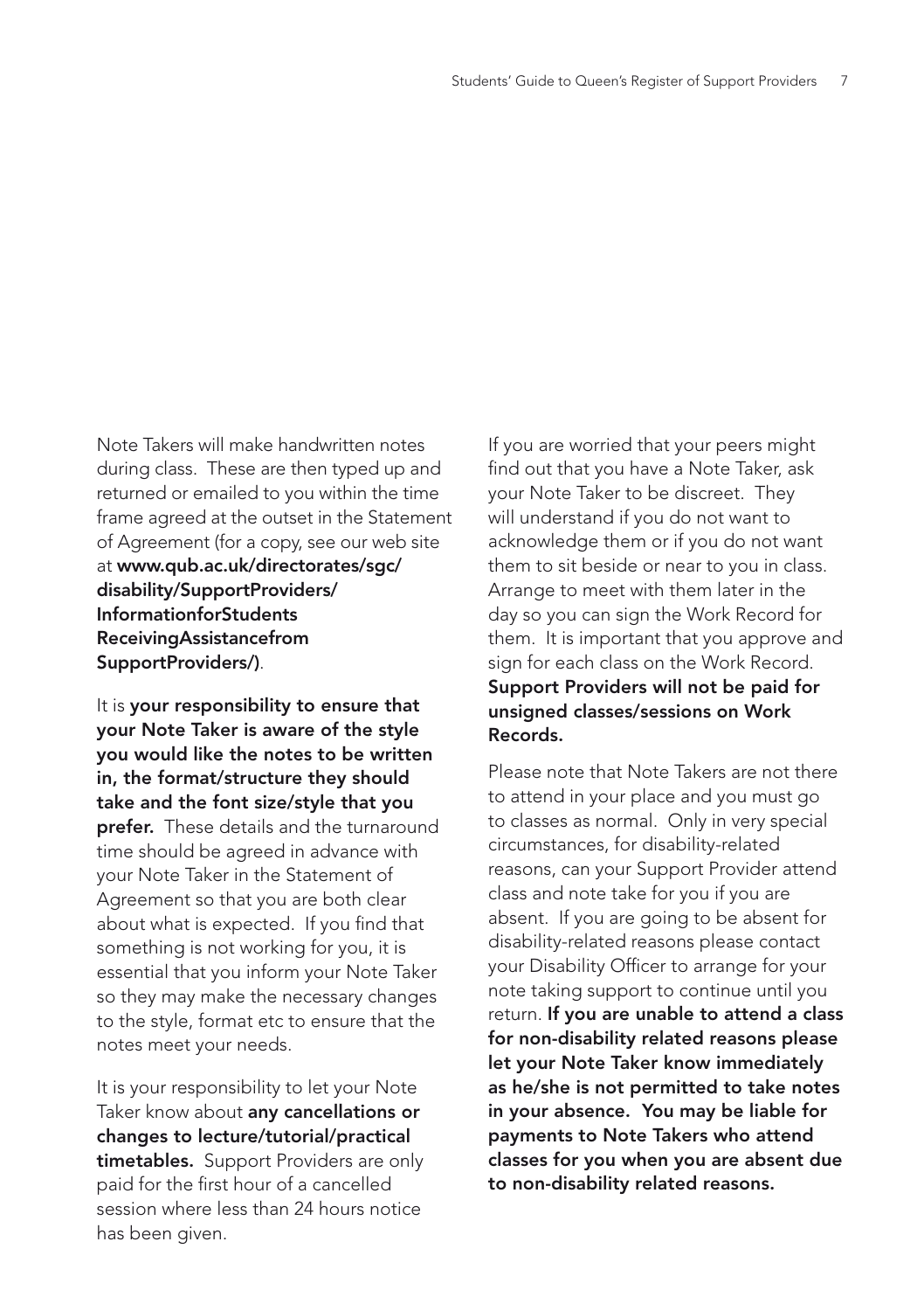Note Takers will make handwritten notes during class. These are then typed up and returned or emailed to you within the time frame agreed at the outset in the Statement of Agreement (for a copy, see our web site at **www.qub.ac.uk/directorates/sgc/disability/SupportProviders/InformationforStudentsReceivingAssistancefromSupportProviders/)**.

It is **your responsibility to ensure that your Note Taker is aware of the style you would like the notes to be written in, the format/structure they should take and the font size/style that you prefer.** These details and the turnaround time should be agreed in advance with your Note Taker in the Statement of Agreement so that you are both clear about what is expected. If you find that something is not working for you, it is essential that you inform your Note Taker so they may make the necessary changes to the style, format etc to ensure that the notes meet your needs.

It is your responsibility to let your Note Taker know about **any cancellations or changes to lecture/tutorial/practical timetables.** Support Providers are only paid for the first hour of a cancelled session where less than 24 hours notice has been given.

If you are worried that your peers might find out that you have a Note Taker, ask your Note Taker to be discreet. They will understand if you do not want to acknowledge them or if you do not want them to sit beside or near to you in class. Arrange to meet with them later in the day so you can sign the Work Record for them. It is important that you approve and sign for each class on the Work Record. **Support Providers will not be paid for unsigned classes/sessions on Work Records.**

Please note that Note Takers are not there to attend in your place and you must go to classes as normal. Only in very special circumstances, for disability-related reasons, can your Support Provider attend class and note take for you if you are absent. If you are going to be absent for disability-related reasons please contact your Disability Officer to arrange for your note taking support to continue until you return. **If you are unable to attend a class for non-disability related reasons please let your Note Taker know immediately as he/she is not permitted to take notes in your absence. You may be liable for payments to Note Takers who attend classes for you when you are absent due to non-disability related reasons.**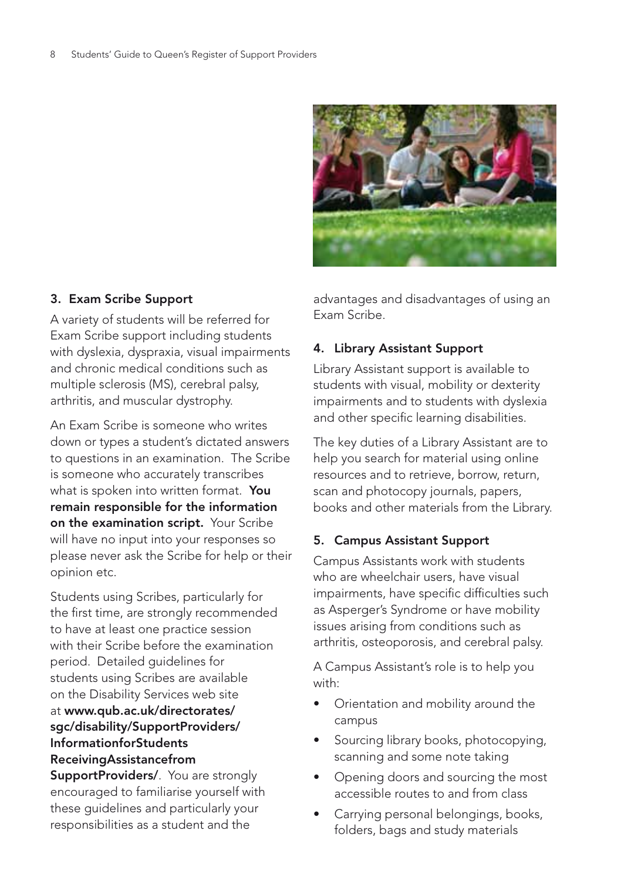### 3. Exam Scribe Support

A variety of students will be referred for Exam Scribe support including students with dyslexia, dyspraxia, visual impairments and chronic medical conditions such as multiple sclerosis (MS), cerebral palsy, arthritis, and muscular dystrophy.

An Exam Scribe is someone who writes down or types a student's dictated answers to questions in an examination. The Scribe is someone who accurately transcribes what is spoken into written format. **You remain responsible for the information on the examination script.** Your Scribe will have no input into your responses so please never ask the Scribe for help or their opinion etc.

Students using Scribes, particularly for the first time, are strongly recommended to have at least one practice session with their Scribe before the examination period. Detailed guidelines for students using Scribes are available on the Disability Services web site at **www.qub.ac.uk/directorates/sgc/disability/SupportProviders/InformationforStudentsReceivingAssistancefromSupportProviders/**. You are strongly encouraged to familiarise yourself with these guidelines and particularly your responsibilities as a student and the advantages and disadvantages of using an Exam Scribe.

### 4. Library Assistant Support

Library Assistant support is available to students with visual, mobility or dexterity impairments and to students with dyslexia and other specific learning disabilities.

The key duties of a Library Assistant are to help you search for material using online resources and to retrieve, borrow, return, scan and photocopy journals, papers, books and other materials from the Library.

### 5. Campus Assistant Support

Campus Assistants work with students who are wheelchair users, have visual impairments, have specific difficulties such as Asperger's Syndrome or have mobility issues arising from conditions such as arthritis, osteoporosis, and cerebral palsy.

A Campus Assistant's role is to help you with:

- Orientation and mobility around the campus
- Sourcing library books, photocopying, scanning and some note taking
- Opening doors and sourcing the most accessible routes to and from class
- Carrying personal belongings, books, folders, bags and study materials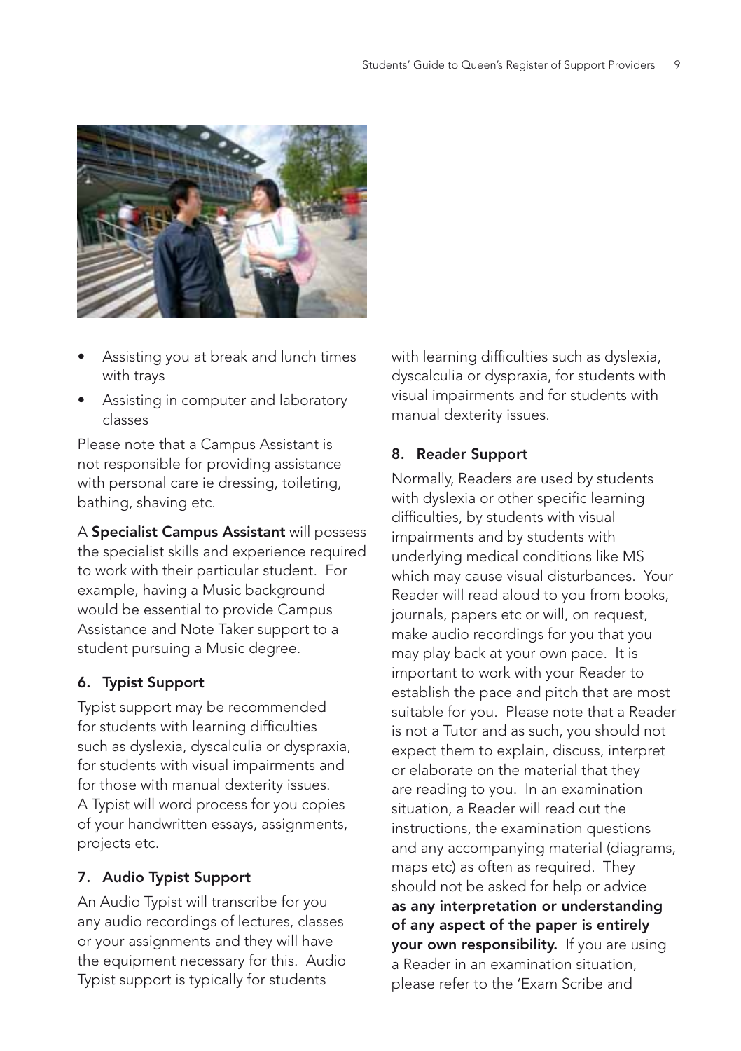- Assisting you at break and lunch times with trays
- Assisting in computer and laboratory classes

Please note that a Campus Assistant is not responsible for providing assistance with personal care ie dressing, toileting, bathing, shaving etc.

A **Specialist Campus Assistant** will possess the specialist skills and experience required to work with their particular student. For example, having a Music background would be essential to provide Campus Assistance and Note Taker support to a student pursuing a Music degree.

### 6. Typist Support

Typist support may be recommended for students with learning difficulties such as dyslexia, dyscalculia or dyspraxia, for students with visual impairments and for those with manual dexterity issues. A Typist will word process for you copies of your handwritten essays, assignments, projects etc.

### 7. Audio Typist Support

An Audio Typist will transcribe for you any audio recordings of lectures, classes or your assignments and they will have the equipment necessary for this. Audio Typist support is typically for students with learning difficulties such as dyslexia, dyscalculia or dyspraxia, for students with visual impairments and for students with manual dexterity issues.

### 8. Reader Support

Normally, Readers are used by students with dyslexia or other specific learning difficulties, by students with visual impairments and by students with underlying medical conditions like MS which may cause visual disturbances. Your Reader will read aloud to you from books, journals, papers etc or will, on request, make audio recordings for you that you may play back at your own pace. It is important to work with your Reader to establish the pace and pitch that are most suitable for you. Please note that a Reader is not a Tutor and as such, you should not expect them to explain, discuss, interpret or elaborate on the material that they are reading to you. In an examination situation, a Reader will read out the instructions, the examination questions and any accompanying material (diagrams, maps etc) as often as required. They should not be asked for help or advice **as any interpretation or understanding of any aspect of the paper is entirely your own responsibility.** If you are using a Reader in an examination situation, please refer to the 'Exam Scribe and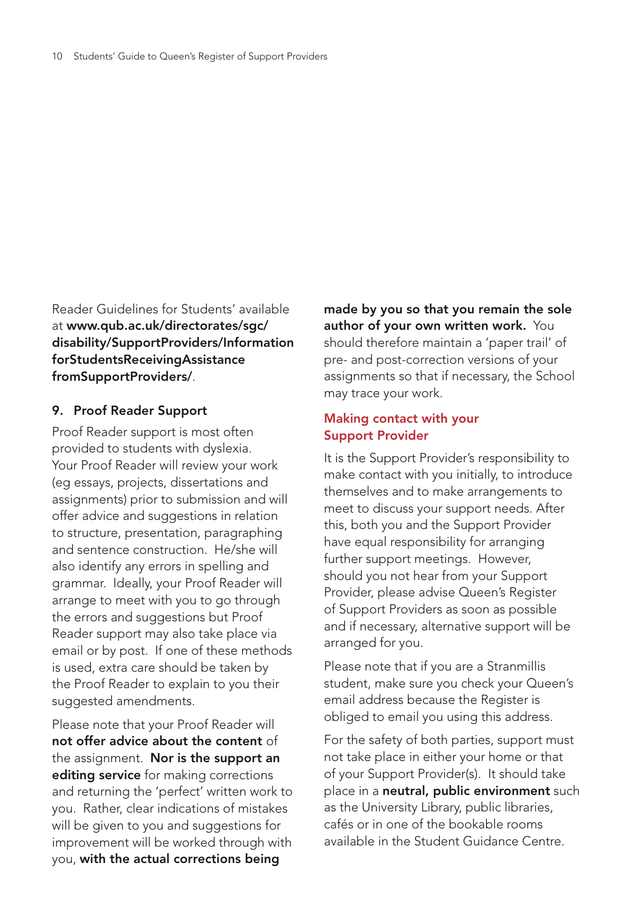Reader Guidelines for Students' available at **www.qub.ac.uk/directorates/sgc/disability/SupportProviders/InformationforStudentsReceivingAssistancefromSupportProviders/**.

### 9. Proof Reader Support

Proof Reader support is most often provided to students with dyslexia. Your Proof Reader will review your work (eg essays, projects, dissertations and assignments) prior to submission and will offer advice and suggestions in relation to structure, presentation, paragraphing and sentence construction. He/she will also identify any errors in spelling and grammar. Ideally, your Proof Reader will arrange to meet with you to go through the errors and suggestions but Proof Reader support may also take place via email or by post. If one of these methods is used, extra care should be taken by the Proof Reader to explain to you their suggested amendments.

Please note that your Proof Reader will **not offer advice about the content** of the assignment. **Nor is the support an editing service** for making corrections and returning the 'perfect' written work to you. Rather, clear indications of mistakes will be given to you and suggestions for improvement will be worked through with you, **with the actual corrections being made by you so that you remain the sole author of your own written work.** You should therefore maintain a 'paper trail' of pre- and post-correction versions of your assignments so that if necessary, the School may trace your work.

#### Making contact with your Support Provider

It is the Support Provider's responsibility to make contact with you initially, to introduce themselves and to make arrangements to meet to discuss your support needs. After this, both you and the Support Provider have equal responsibility for arranging further support meetings. However, should you not hear from your Support Provider, please advise Queen's Register of Support Providers as soon as possible and if necessary, alternative support will be arranged for you.

Please note that if you are a Stranmillis student, make sure you check your Queen's email address because the Register is obliged to email you using this address.

For the safety of both parties, support must not take place in either your home or that of your Support Provider(s). It should take place in a **neutral, public environment** such as the University Library, public libraries, cafés or in one of the bookable rooms available in the Student Guidance Centre.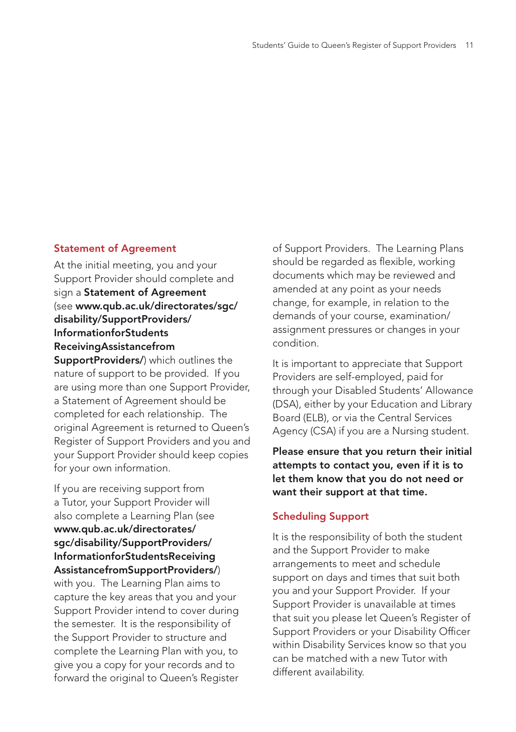## Statement of Agreement

At the initial meeting, you and your Support Provider should complete and sign a **Statement of Agreement** (see **www.qub.ac.uk/directorates/sgc/disability/SupportProviders/InformationforStudentsReceivingAssistancefromSupportProviders/**) which outlines the nature of support to be provided. If you are using more than one Support Provider, a Statement of Agreement should be completed for each relationship. The original Agreement is returned to Queen's Register of Support Providers and you and your Support Provider should keep copies for your own information.

If you are receiving support from a Tutor, your Support Provider will also complete a Learning Plan (see **www.qub.ac.uk/directorates/sgc/disability/SupportProviders/InformationforStudentsReceivingAssistancefromSupportProviders/**) with you. The Learning Plan aims to capture the key areas that you and your Support Provider intend to cover during the semester. It is the responsibility of the Support Provider to structure and complete the Learning Plan with you, to give you a copy for your records and to forward the original to Queen's Register of Support Providers. The Learning Plans should be regarded as flexible, working documents which may be reviewed and amended at any point as your needs change, for example, in relation to the demands of your course, examination/assignment pressures or changes in your condition.

It is important to appreciate that Support Providers are self-employed, paid for through your Disabled Students' Allowance (DSA), either by your Education and Library Board (ELB), or via the Central Services Agency (CSA) if you are a Nursing student.

**Please ensure that you return their initial attempts to contact you, even if it is to let them know that you do not need or want their support at that time.**

## Scheduling Support

It is the responsibility of both the student and the Support Provider to make arrangements to meet and schedule support on days and times that suit both you and your Support Provider. If your Support Provider is unavailable at times that suit you please let Queen's Register of Support Providers or your Disability Officer within Disability Services know so that you can be matched with a new Tutor with different availability.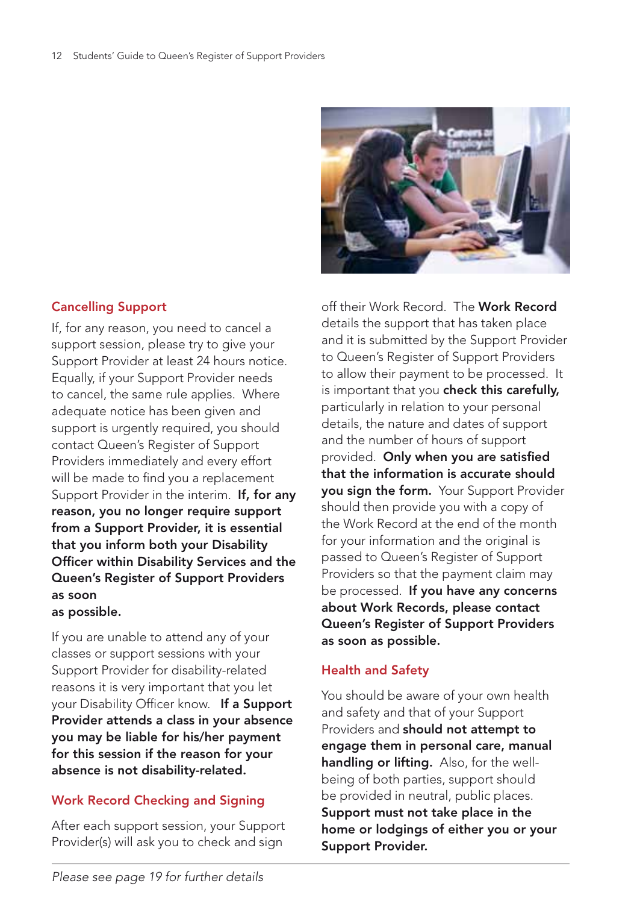## Cancelling Support

If, for any reason, you need to cancel a support session, please try to give your Support Provider at least 24 hours notice. Equally, if your Support Provider needs to cancel, the same rule applies. Where adequate notice has been given and support is urgently required, you should contact Queen's Register of Support Providers immediately and every effort will be made to find you a replacement Support Provider in the interim. **If, for any reason, you no longer require support from a Support Provider, it is essential that you inform both your Disability Officer within Disability Services and the Queen's Register of Support Providers as soon as possible.**

If you are unable to attend any of your classes or support sessions with your Support Provider for disability-related reasons it is very important that you let your Disability Officer know. **If a Support Provider attends a class in your absence you may be liable for his/her payment for this session if the reason for your absence is not disability-related.**

## Work Record Checking and Signing

After each support session, your Support Provider(s) will ask you to check and sign off their Work Record. The **Work Record** details the support that has taken place and it is submitted by the Support Provider to Queen's Register of Support Providers to allow their payment to be processed. It is important that you **check this carefully,** particularly in relation to your personal details, the nature and dates of support and the number of hours of support provided. **Only when you are satisfied that the information is accurate should you sign the form.** Your Support Provider should then provide you with a copy of the Work Record at the end of the month for your information and the original is passed to Queen's Register of Support Providers so that the payment claim may be processed. **If you have any concerns about Work Records, please contact Queen's Register of Support Providers as soon as possible.**

## Health and Safety

You should be aware of your own health and safety and that of your Support Providers and **should not attempt to engage them in personal care, manual handling or lifting.** Also, for the well-being of both parties, support should be provided in neutral, public places. **Support must not take place in the home or lodgings of either you or your Support Provider.**

*Please see page 19 for further details*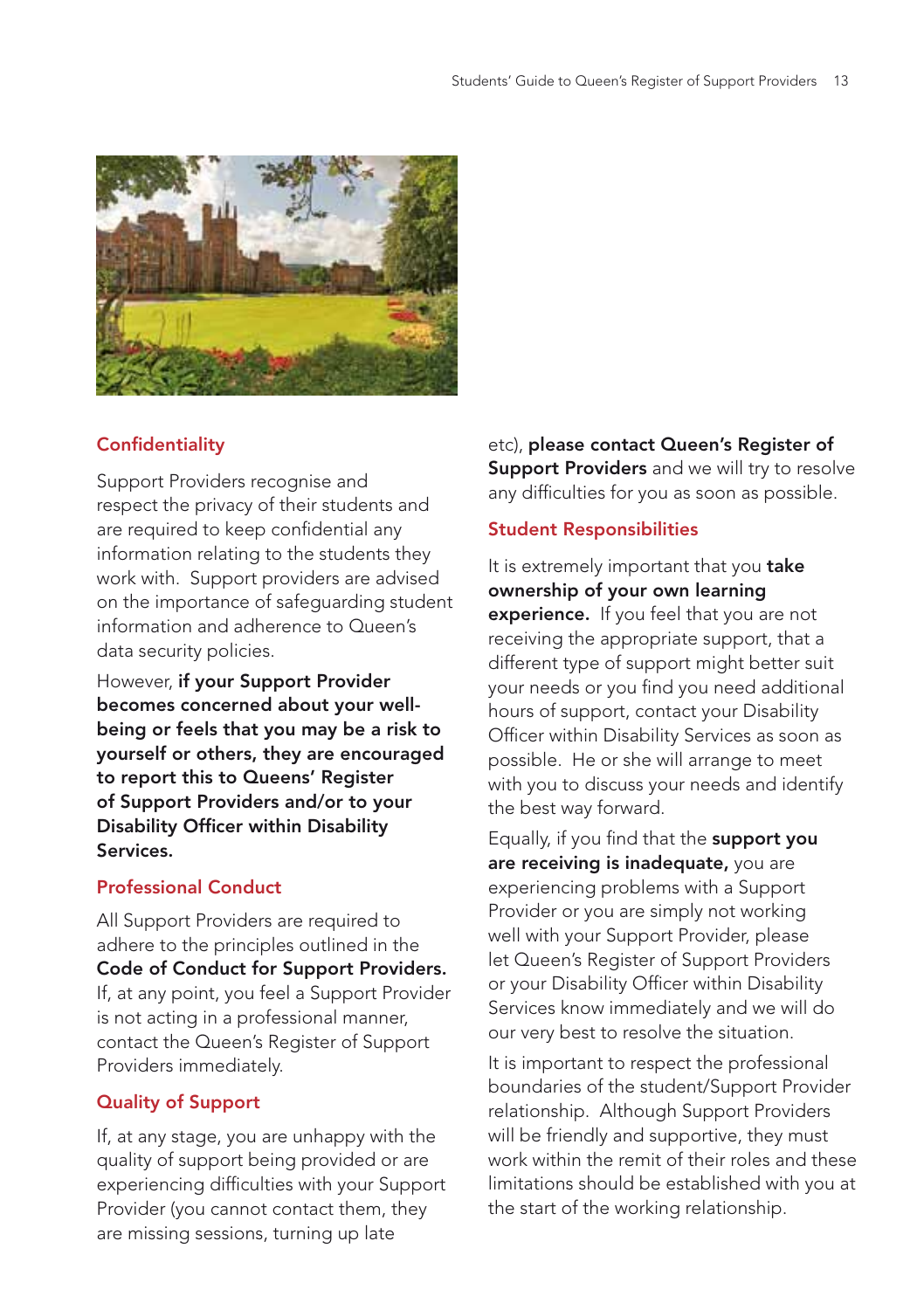## Confidentiality

Support Providers recognise and respect the privacy of their students and are required to keep confidential any information relating to the students they work with. Support providers are advised on the importance of safeguarding student information and adherence to Queen's data security policies.

However, **if your Support Provider becomes concerned about your well-being or feels that you may be a risk to yourself or others, they are encouraged to report this to Queens' Register of Support Providers and/or to your Disability Officer within Disability Services.**

## Professional Conduct

All Support Providers are required to adhere to the principles outlined in the **Code of Conduct for Support Providers.** If, at any point, you feel a Support Provider is not acting in a professional manner, contact the Queen's Register of Support Providers immediately.

## Quality of Support

If, at any stage, you are unhappy with the quality of support being provided or are experiencing difficulties with your Support Provider (you cannot contact them, they are missing sessions, turning up late etc), **please contact Queen's Register of Support Providers** and we will try to resolve any difficulties for you as soon as possible.

## Student Responsibilities

It is extremely important that you **take ownership of your own learning experience.** If you feel that you are not receiving the appropriate support, that a different type of support might better suit your needs or you find you need additional hours of support, contact your Disability Officer within Disability Services as soon as possible. He or she will arrange to meet with you to discuss your needs and identify the best way forward.

Equally, if you find that the **support you are receiving is inadequate,** you are experiencing problems with a Support Provider or you are simply not working well with your Support Provider, please let Queen's Register of Support Providers or your Disability Officer within Disability Services know immediately and we will do our very best to resolve the situation.

It is important to respect the professional boundaries of the student/Support Provider relationship. Although Support Providers will be friendly and supportive, they must work within the remit of their roles and these limitations should be established with you at the start of the working relationship.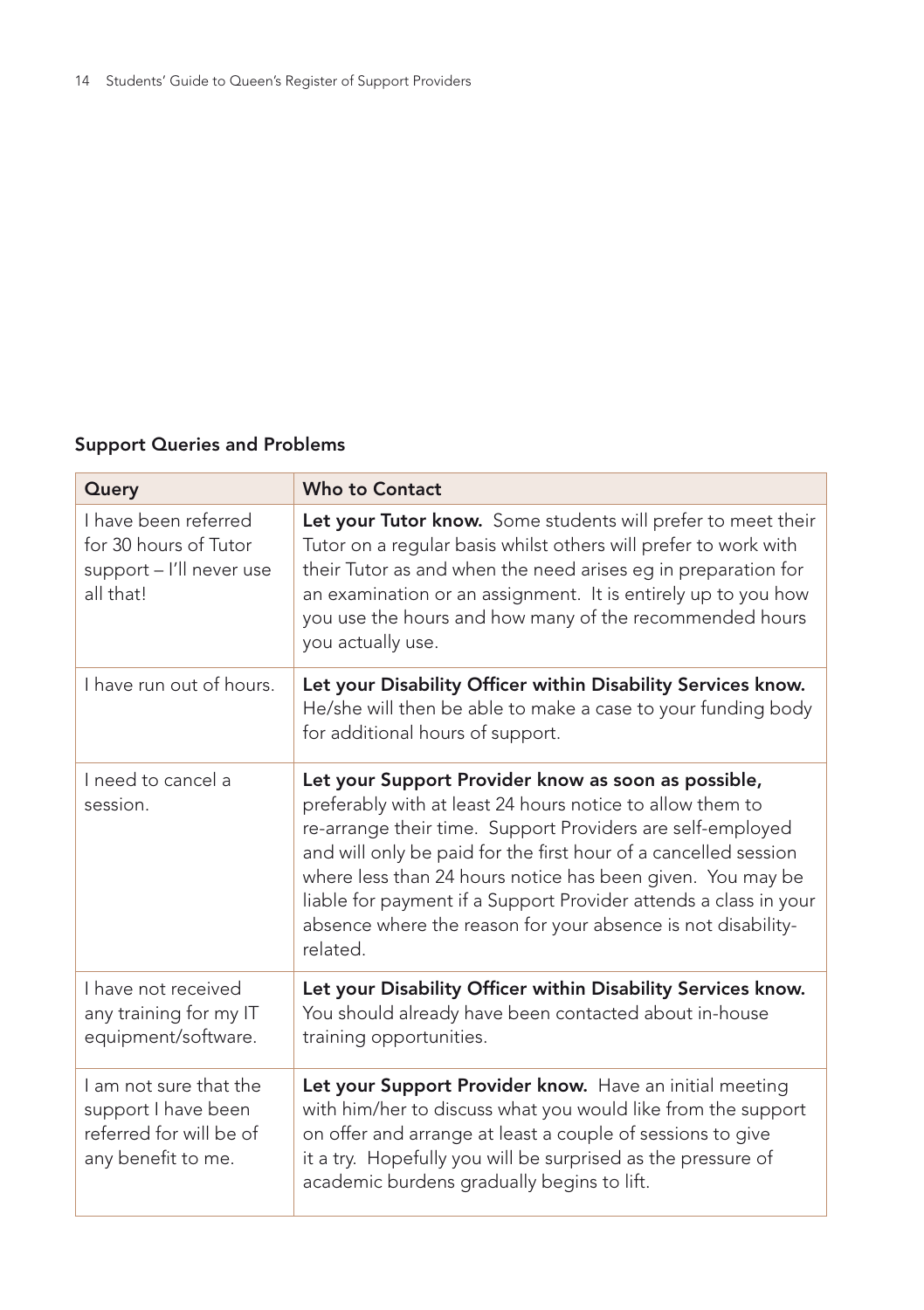## Support Queries and Problems

| Query | Who to Contact |
| --- | --- |
| I have been referred for 30 hours of Tutor support – I'll never use all that! | **Let your Tutor know.** Some students will prefer to meet their Tutor on a regular basis whilst others will prefer to work with their Tutor as and when the need arises eg in preparation for an examination or an assignment. It is entirely up to you how you use the hours and how many of the recommended hours you actually use. |
| I have run out of hours. | **Let your Disability Officer within Disability Services know.** He/she will then be able to make a case to your funding body for additional hours of support. |
| I need to cancel a session. | **Let your Support Provider know as soon as possible,** preferably with at least 24 hours notice to allow them to re-arrange their time. Support Providers are self-employed and will only be paid for the first hour of a cancelled session where less than 24 hours notice has been given. You may be liable for payment if a Support Provider attends a class in your absence where the reason for your absence is not disability-related. |
| I have not received any training for my IT equipment/software. | **Let your Disability Officer within Disability Services know.** You should already have been contacted about in-house training opportunities. |
| I am not sure that the support I have been referred for will be of any benefit to me. | **Let your Support Provider know.** Have an initial meeting with him/her to discuss what you would like from the support on offer and arrange at least a couple of sessions to give it a try. Hopefully you will be surprised as the pressure of academic burdens gradually begins to lift. |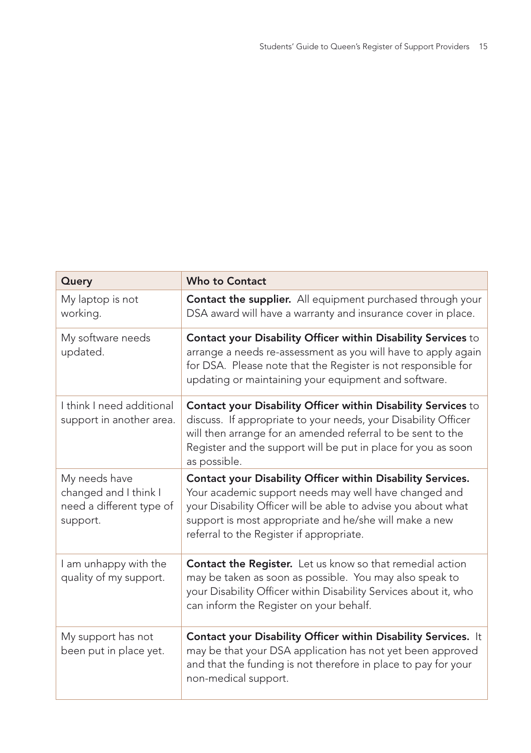| Query | Who to Contact |
| --- | --- |
| My laptop is not working. | **Contact the supplier.** All equipment purchased through your DSA award will have a warranty and insurance cover in place. |
| My software needs updated. | **Contact your Disability Officer within Disability Services** to arrange a needs re-assessment as you will have to apply again for DSA. Please note that the Register is not responsible for updating or maintaining your equipment and software. |
| I think I need additional support in another area. | **Contact your Disability Officer within Disability Services** to discuss. If appropriate to your needs, your Disability Officer will then arrange for an amended referral to be sent to the Register and the support will be put in place for you as soon as possible. |
| My needs have changed and I think I need a different type of support. | **Contact your Disability Officer within Disability Services.** Your academic support needs may well have changed and your Disability Officer will be able to advise you about what support is most appropriate and he/she will make a new referral to the Register if appropriate. |
| I am unhappy with the quality of my support. | **Contact the Register.** Let us know so that remedial action may be taken as soon as possible. You may also speak to your Disability Officer within Disability Services about it, who can inform the Register on your behalf. |
| My support has not been put in place yet. | **Contact your Disability Officer within Disability Services.** It may be that your DSA application has not yet been approved and that the funding is not therefore in place to pay for your non-medical support. |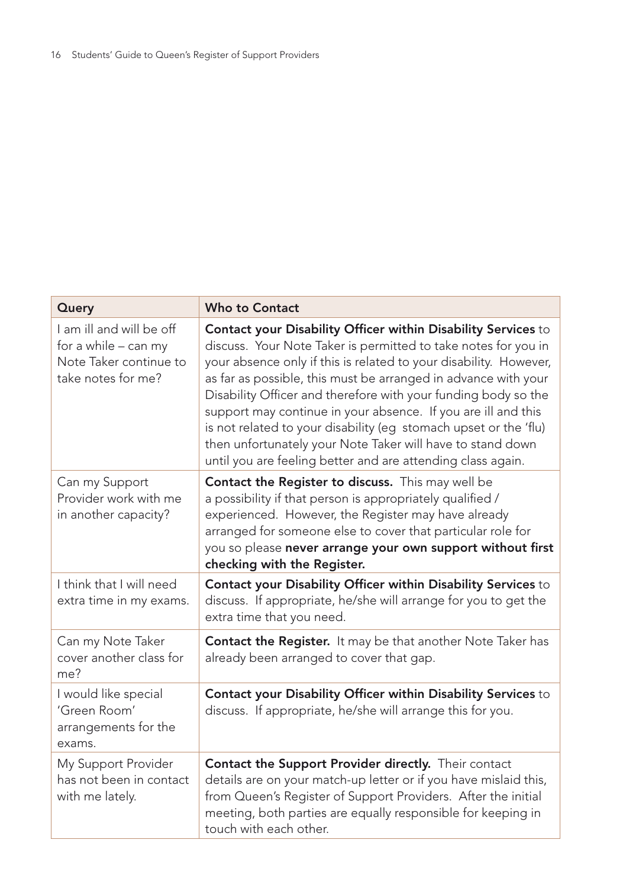| Query | Who to Contact |
| --- | --- |
| I am ill and will be off for a while – can my Note Taker continue to take notes for me? | **Contact your Disability Officer within Disability Services** to discuss. Your Note Taker is permitted to take notes for you in your absence only if this is related to your disability. However, as far as possible, this must be arranged in advance with your Disability Officer and therefore with your funding body so the support may continue in your absence. If you are ill and this is not related to your disability (eg stomach upset or the 'flu) then unfortunately your Note Taker will have to stand down until you are feeling better and are attending class again. |
| Can my Support Provider work with me in another capacity? | **Contact the Register to discuss.** This may well be a possibility if that person is appropriately qualified / experienced. However, the Register may have already arranged for someone else to cover that particular role for you so please **never arrange your own support without first checking with the Register.** |
| I think that I will need extra time in my exams. | **Contact your Disability Officer within Disability Services** to discuss. If appropriate, he/she will arrange for you to get the extra time that you need. |
| Can my Note Taker cover another class for me? | **Contact the Register.** It may be that another Note Taker has already been arranged to cover that gap. |
| I would like special 'Green Room' arrangements for the exams. | **Contact your Disability Officer within Disability Services** to discuss. If appropriate, he/she will arrange this for you. |
| My Support Provider has not been in contact with me lately. | **Contact the Support Provider directly.** Their contact details are on your match-up letter or if you have mislaid this, from Queen's Register of Support Providers. After the initial meeting, both parties are equally responsible for keeping in touch with each other. |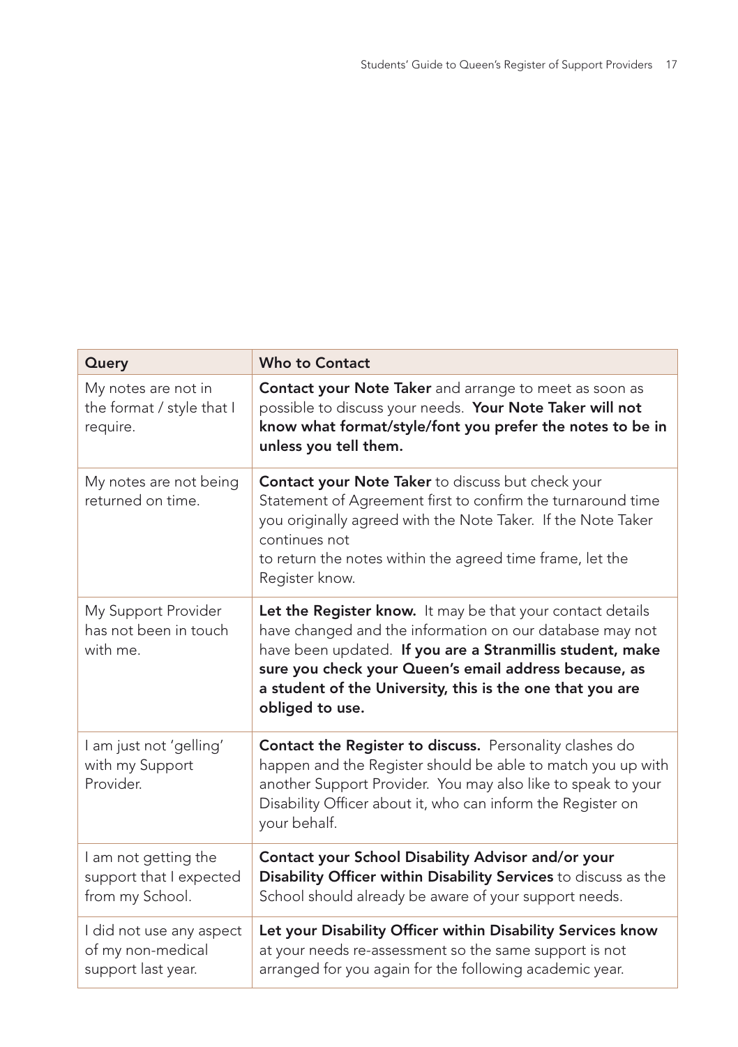| Query | Who to Contact |
| --- | --- |
| My notes are not in the format / style that I require. | **Contact your Note Taker** and arrange to meet as soon as possible to discuss your needs. **Your Note Taker will not know what format/style/font you prefer the notes to be in unless you tell them.** |
| My notes are not being returned on time. | **Contact your Note Taker** to discuss but check your Statement of Agreement first to confirm the turnaround time you originally agreed with the Note Taker. If the Note Taker continues not to return the notes within the agreed time frame, let the Register know. |
| My Support Provider has not been in touch with me. | **Let the Register know.** It may be that your contact details have changed and the information on our database may not have been updated. **If you are a Stranmillis student, make sure you check your Queen's email address because, as a student of the University, this is the one that you are obliged to use.** |
| I am just not 'gelling' with my Support Provider. | **Contact the Register to discuss.** Personality clashes do happen and the Register should be able to match you up with another Support Provider. You may also like to speak to your Disability Officer about it, who can inform the Register on your behalf. |
| I am not getting the support that I expected from my School. | **Contact your School Disability Advisor and/or your Disability Officer within Disability Services** to discuss as the School should already be aware of your support needs. |
| I did not use any aspect of my non-medical support last year. | **Let your Disability Officer within Disability Services know** at your needs re-assessment so the same support is not arranged for you again for the following academic year. |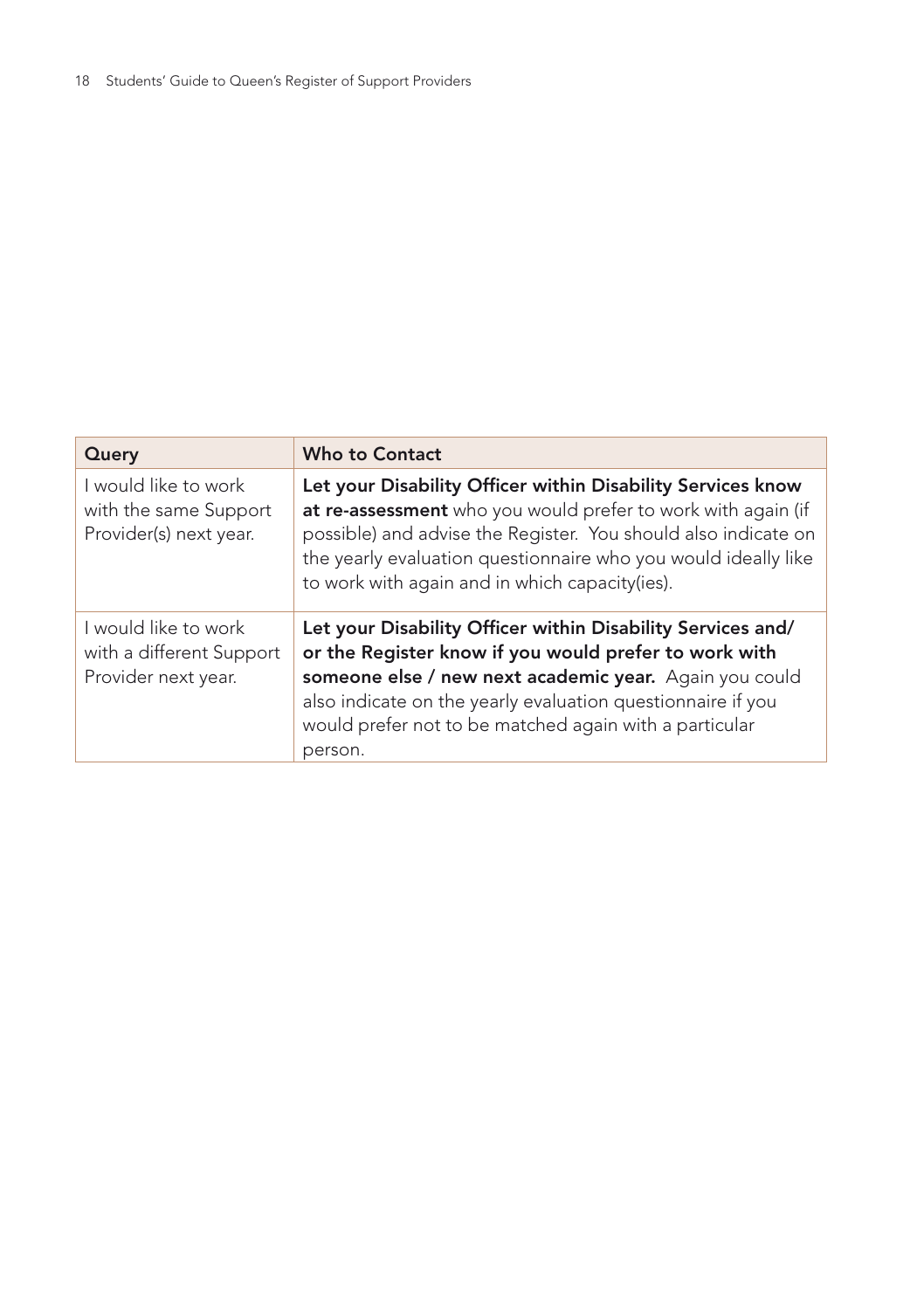| Query | Who to Contact |
| --- | --- |
| I would like to work with the same Support Provider(s) next year. | **Let your Disability Officer within Disability Services know at re-assessment** who you would prefer to work with again (if possible) and advise the Register. You should also indicate on the yearly evaluation questionnaire who you would ideally like to work with again and in which capacity(ies). |
| I would like to work with a different Support Provider next year. | **Let your Disability Officer within Disability Services and/ or the Register know if you would prefer to work with someone else / new next academic year.** Again you could also indicate on the yearly evaluation questionnaire if you would prefer not to be matched again with a particular person. |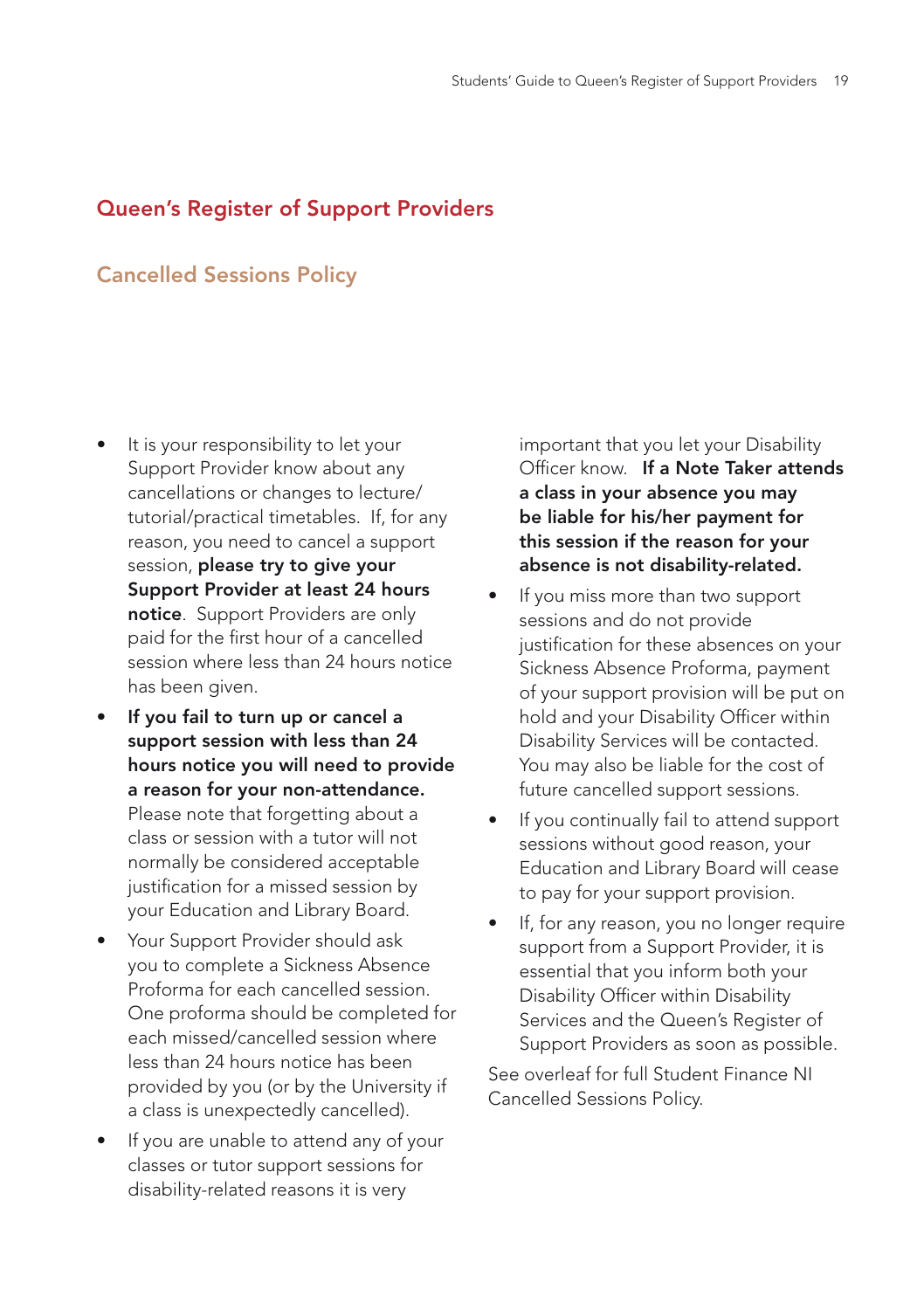## Queen's Register of Support Providers

### Cancelled Sessions Policy

- It is your responsibility to let your Support Provider know about any cancellations or changes to lecture/tutorial/practical timetables. If, for any reason, you need to cancel a support session, **please try to give your Support Provider at least 24 hours notice**. Support Providers are only paid for the first hour of a cancelled session where less than 24 hours notice has been given.
- **If you fail to turn up or cancel a support session with less than 24 hours notice you will need to provide a reason for your non-attendance.** Please note that forgetting about a class or session with a tutor will not normally be considered acceptable justification for a missed session by your Education and Library Board.
- Your Support Provider should ask you to complete a Sickness Absence Proforma for each cancelled session. One proforma should be completed for each missed/cancelled session where less than 24 hours notice has been provided by you (or by the University if a class is unexpectedly cancelled).
- If you are unable to attend any of your classes or tutor support sessions for disability-related reasons it is very important that you let your Disability Officer know. **If a Note Taker attends a class in your absence you may be liable for his/her payment for this session if the reason for your absence is not disability-related.**
- If you miss more than two support sessions and do not provide justification for these absences on your Sickness Absence Proforma, payment of your support provision will be put on hold and your Disability Officer within Disability Services will be contacted. You may also be liable for the cost of future cancelled support sessions.
- If you continually fail to attend support sessions without good reason, your Education and Library Board will cease to pay for your support provision.
- If, for any reason, you no longer require support from a Support Provider, it is essential that you inform both your Disability Officer within Disability Services and the Queen's Register of Support Providers as soon as possible.

See overleaf for full Student Finance NI Cancelled Sessions Policy.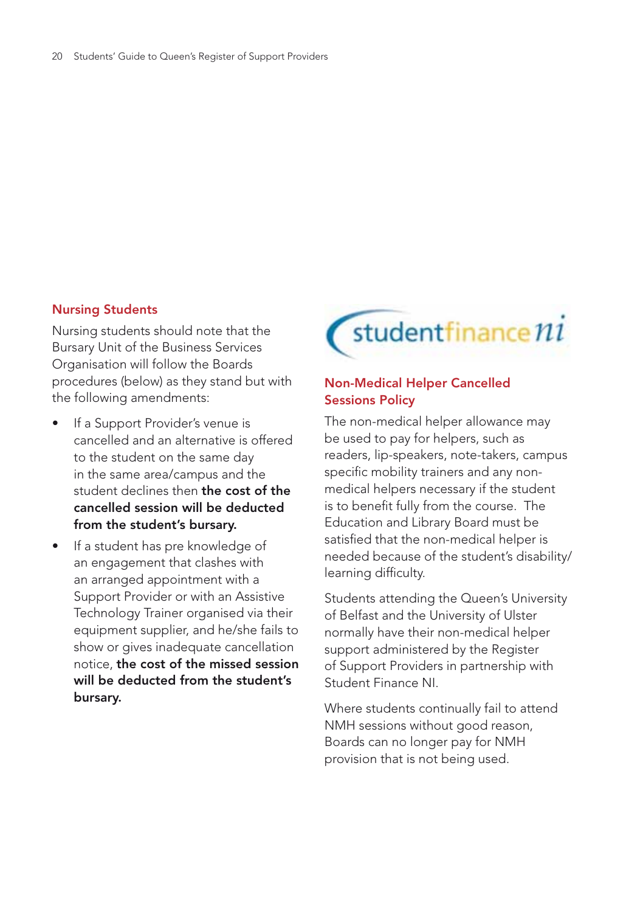## Nursing Students

Nursing students should note that the Bursary Unit of the Business Services Organisation will follow the Boards procedures (below) as they stand but with the following amendments:

- If a Support Provider's venue is cancelled and an alternative is offered to the student on the same day in the same area/campus and the student declines then **the cost of the cancelled session will be deducted from the student's bursary.**
- If a student has pre knowledge of an engagement that clashes with an arranged appointment with a Support Provider or with an Assistive Technology Trainer organised via their equipment supplier, and he/she fails to show or gives inadequate cancellation notice, **the cost of the missed session will be deducted from the student's bursary.**

studentfinance ni

## Non-Medical Helper Cancelled Sessions Policy

The non-medical helper allowance may be used to pay for helpers, such as readers, lip-speakers, note-takers, campus specific mobility trainers and any non-medical helpers necessary if the student is to benefit fully from the course. The Education and Library Board must be satisfied that the non-medical helper is needed because of the student's disability/ learning difficulty.

Students attending the Queen's University of Belfast and the University of Ulster normally have their non-medical helper support administered by the Register of Support Providers in partnership with Student Finance NI.

Where students continually fail to attend NMH sessions without good reason, Boards can no longer pay for NMH provision that is not being used.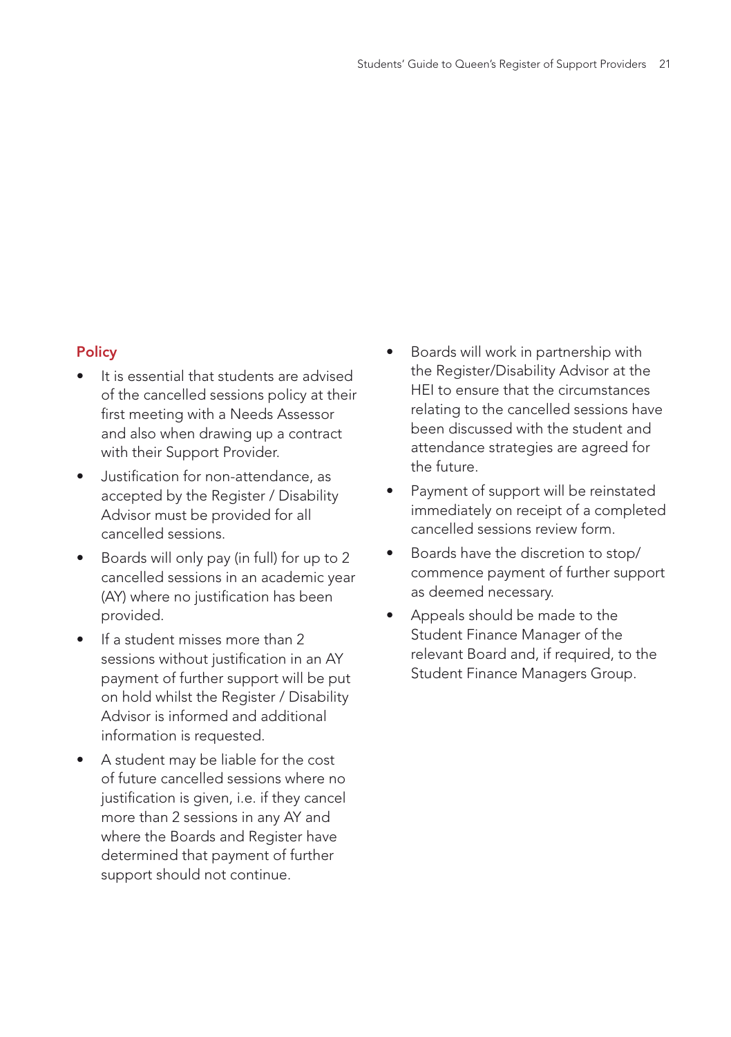### Policy

- It is essential that students are advised of the cancelled sessions policy at their first meeting with a Needs Assessor and also when drawing up a contract with their Support Provider.
- Justification for non-attendance, as accepted by the Register / Disability Advisor must be provided for all cancelled sessions.
- Boards will only pay (in full) for up to 2 cancelled sessions in an academic year (AY) where no justification has been provided.
- If a student misses more than 2 sessions without justification in an AY payment of further support will be put on hold whilst the Register / Disability Advisor is informed and additional information is requested.
- A student may be liable for the cost of future cancelled sessions where no justification is given, i.e. if they cancel more than 2 sessions in any AY and where the Boards and Register have determined that payment of further support should not continue.
- Boards will work in partnership with the Register/Disability Advisor at the HEI to ensure that the circumstances relating to the cancelled sessions have been discussed with the student and attendance strategies are agreed for the future.
- Payment of support will be reinstated immediately on receipt of a completed cancelled sessions review form.
- Boards have the discretion to stop/ commence payment of further support as deemed necessary.
- Appeals should be made to the Student Finance Manager of the relevant Board and, if required, to the Student Finance Managers Group.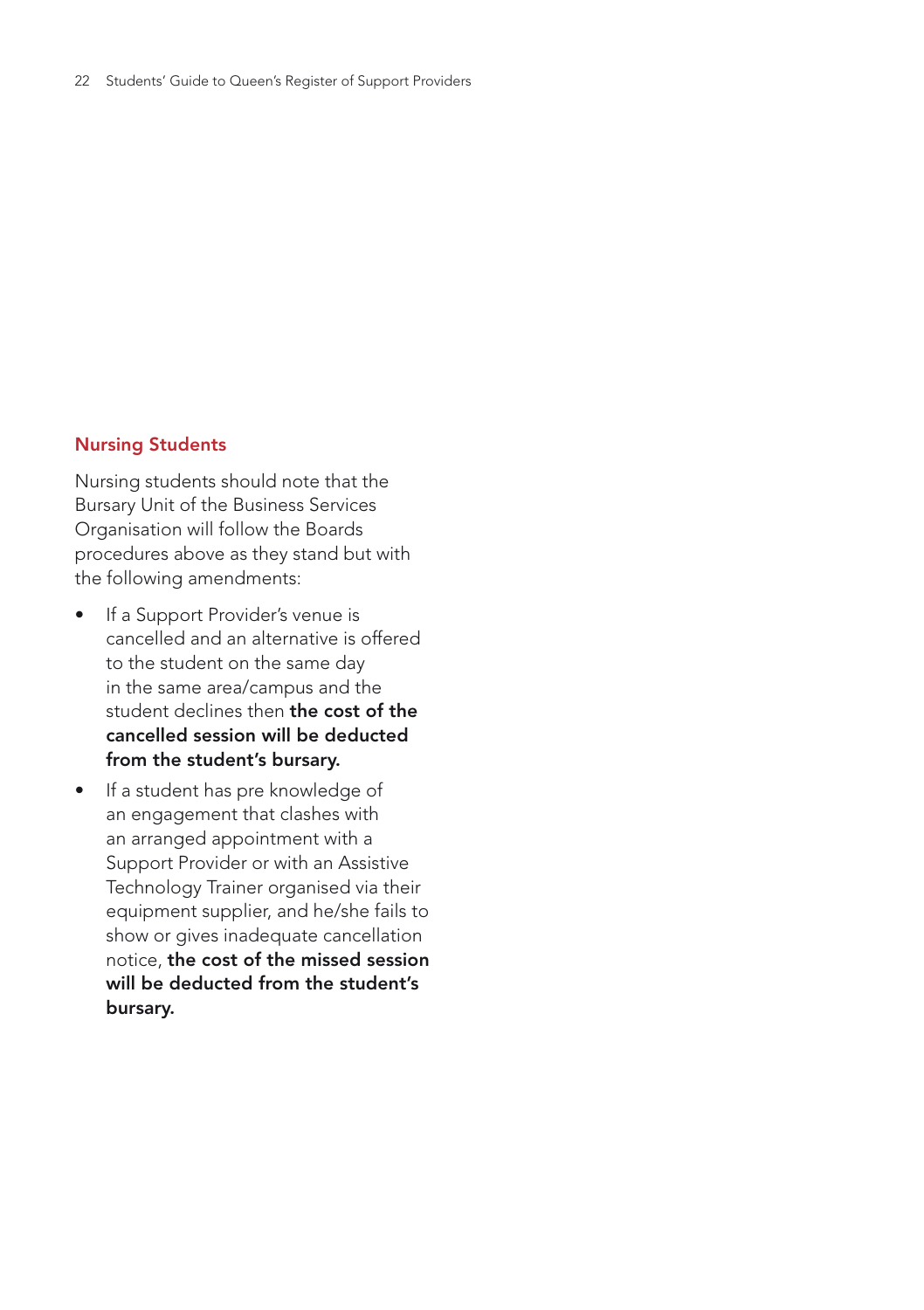## Nursing Students

Nursing students should note that the Bursary Unit of the Business Services Organisation will follow the Boards procedures above as they stand but with the following amendments:

- If a Support Provider's venue is cancelled and an alternative is offered to the student on the same day in the same area/campus and the student declines then **the cost of the cancelled session will be deducted from the student's bursary.**
- If a student has pre knowledge of an engagement that clashes with an arranged appointment with a Support Provider or with an Assistive Technology Trainer organised via their equipment supplier, and he/she fails to show or gives inadequate cancellation notice, **the cost of the missed session will be deducted from the student's bursary.**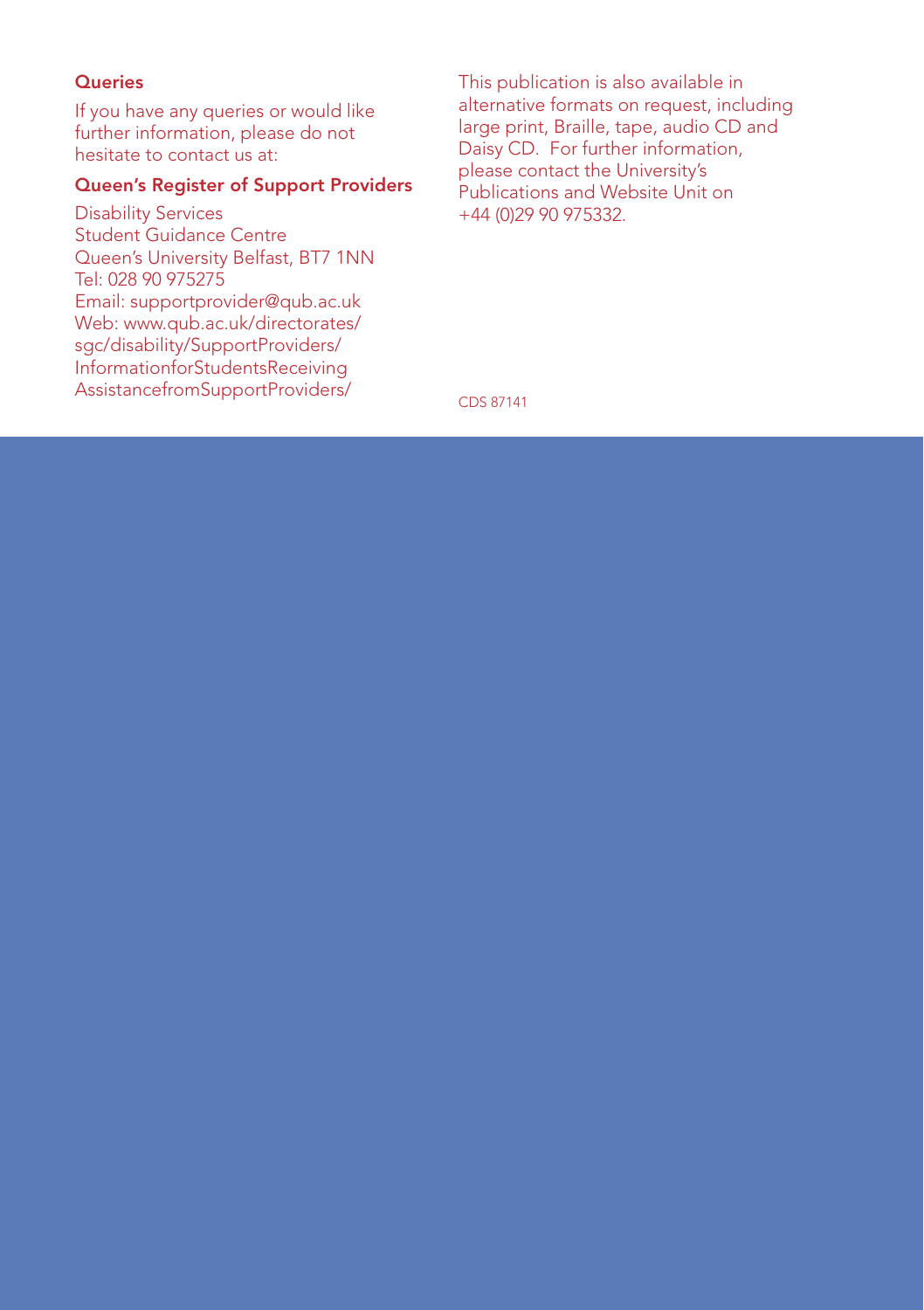## Queries

If you have any queries or would like further information, please do not hesitate to contact us at:

### Queen's Register of Support Providers

Disability Services
Student Guidance Centre
Queen's University Belfast, BT7 1NN
Tel: 028 90 975275
Email: supportprovider@qub.ac.uk
Web: www.qub.ac.uk/directorates/sgc/disability/SupportProviders/InformationforStudentsReceivingAssistancefromSupportProviders/

This publication is also available in alternative formats on request, including large print, Braille, tape, audio CD and Daisy CD. For further information, please contact the University's Publications and Website Unit on +44 (0)29 90 975332.

CDS 87141